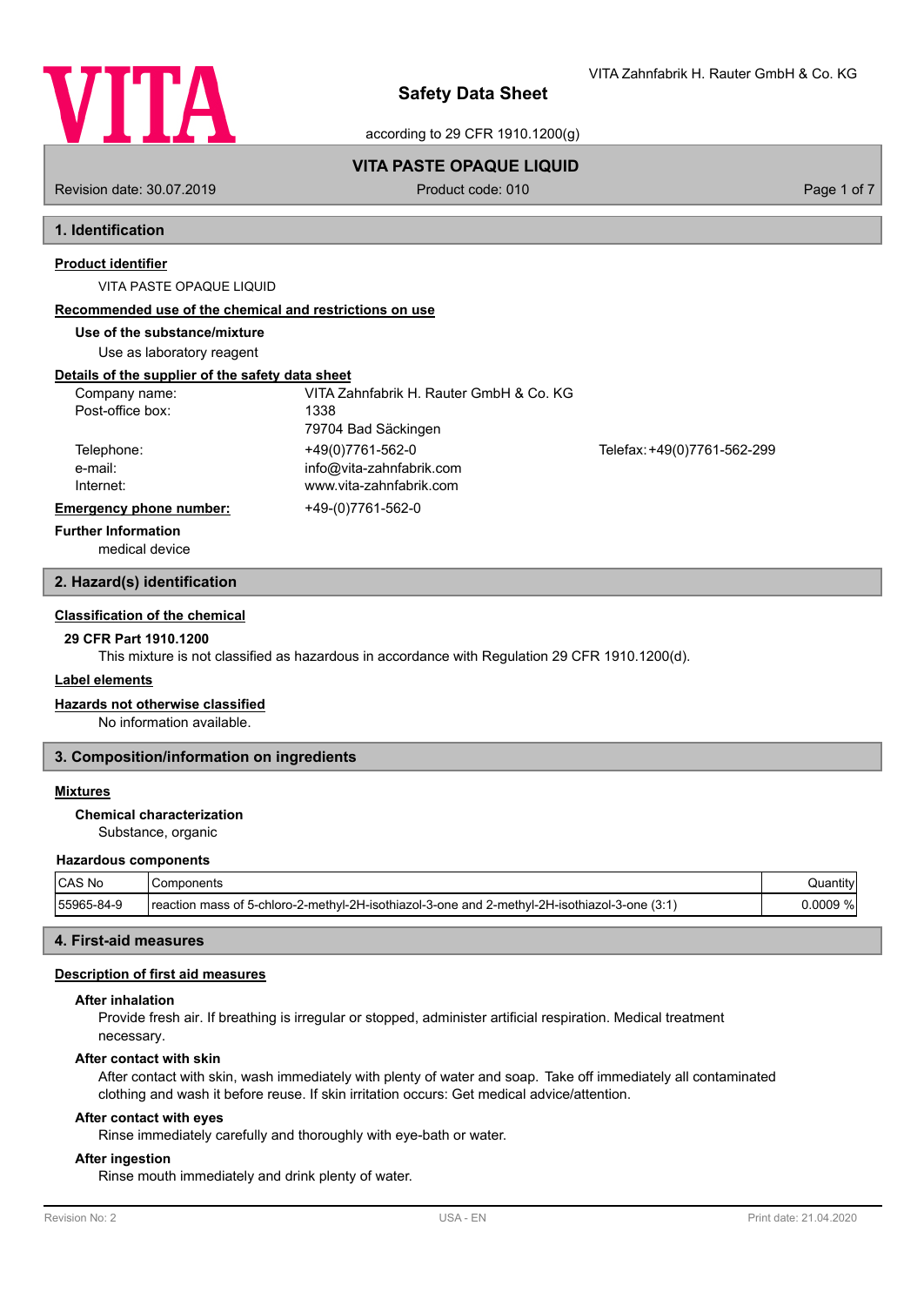# Safety Data Sheet

according to 29 CFR 1910.1200(g)

VITA Zahnfabrik H. Rauter GmbH & Co. KG

**VITA PASTE OPAQUE LIQUID**

Revision date: 30.07.2019 | Product code: 010

## 1. Identification

**Product identifier**

VITA PASTE OPAQUE LIQUID

**Recommended use of the chemical and restrictions on use**

**Use of the substance/mixture**

Use as laboratory reagent

**Details of the supplier of the safety data sheet**

Company name: VITA Zahnfabrik H. Rauter GmbH & Co. KG
Post-office box: 1338
79704 Bad Säckingen

Telephone: +49(0)7761-562-0 | Telefax: +49(0)7761-562-299
e-mail: info@vita-zahnfabrik.com
Internet: www.vita-zahnfabrik.com

**Emergency phone number:** +49-(0)7761-562-0

**Further Information**

medical device

## 2. Hazard(s) identification

**Classification of the chemical**

**29 CFR Part 1910.1200**

This mixture is not classified as hazardous in accordance with Regulation 29 CFR 1910.1200(d).

**Label elements**

**Hazards not otherwise classified**

No information available.

## 3. Composition/information on ingredients

**Mixtures**

**Chemical characterization**

Substance, organic

**Hazardous components**

| CAS No | Components | Quantity |
|---|---|---|
| 55965-84-9 | reaction mass of 5-chloro-2-methyl-2H-isothiazol-3-one and 2-methyl-2H-isothiazol-3-one (3:1) | 0.0009 % |

## 4. First-aid measures

**Description of first aid measures**

**After inhalation**

Provide fresh air. If breathing is irregular or stopped, administer artificial respiration. Medical treatment necessary.

**After contact with skin**

After contact with skin, wash immediately with plenty of water and soap. Take off immediately all contaminated clothing and wash it before reuse. If skin irritation occurs: Get medical advice/attention.

**After contact with eyes**

Rinse immediately carefully and thoroughly with eye-bath or water.

**After ingestion**

Rinse mouth immediately and drink plenty of water.

Revision No: 2 | USA - EN | Print date: 21.04.2020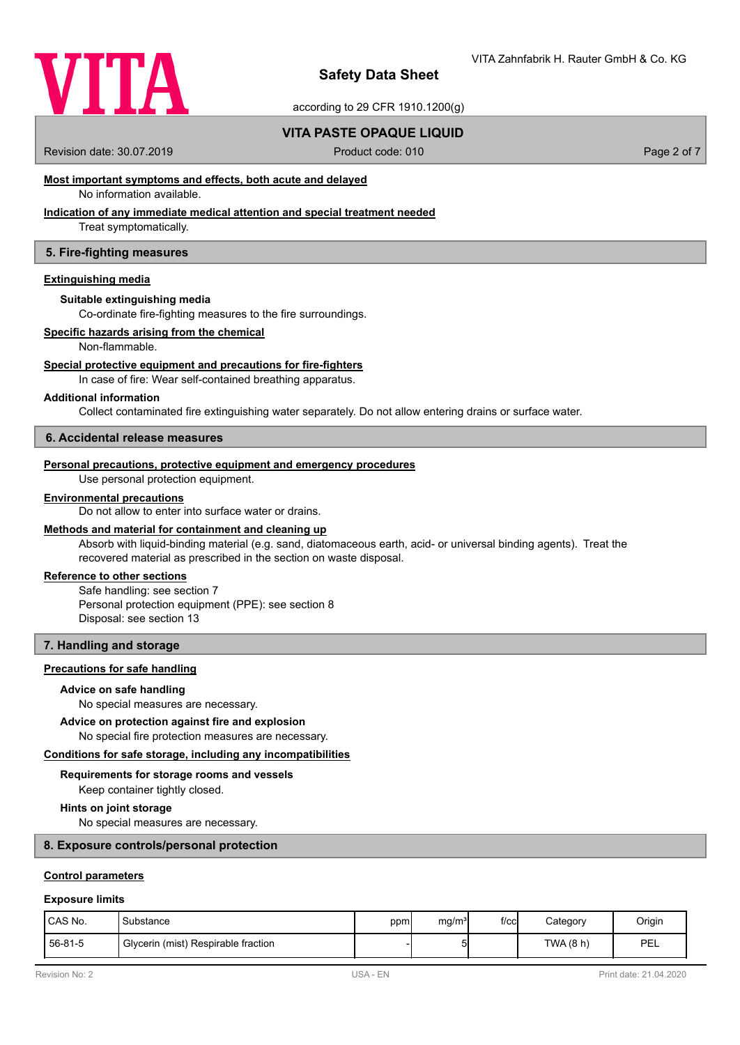**Most important symptoms and effects, both acute and delayed**

No information available.

**Indication of any immediate medical attention and special treatment needed**

Treat symptomatically.

## 5. Fire-fighting measures

**Extinguishing media**

**Suitable extinguishing media**

Co-ordinate fire-fighting measures to the fire surroundings.

**Specific hazards arising from the chemical**

Non-flammable.

**Special protective equipment and precautions for fire-fighters**

In case of fire: Wear self-contained breathing apparatus.

**Additional information**

Collect contaminated fire extinguishing water separately. Do not allow entering drains or surface water.

## 6. Accidental release measures

**Personal precautions, protective equipment and emergency procedures**

Use personal protection equipment.

**Environmental precautions**

Do not allow to enter into surface water or drains.

**Methods and material for containment and cleaning up**

Absorb with liquid-binding material (e.g. sand, diatomaceous earth, acid- or universal binding agents). Treat the recovered material as prescribed in the section on waste disposal.

**Reference to other sections**

Safe handling: see section 7
Personal protection equipment (PPE): see section 8
Disposal: see section 13

## 7. Handling and storage

**Precautions for safe handling**

**Advice on safe handling**

No special measures are necessary.

**Advice on protection against fire and explosion**

No special fire protection measures are necessary.

**Conditions for safe storage, including any incompatibilities**

**Requirements for storage rooms and vessels**

Keep container tightly closed.

**Hints on joint storage**

No special measures are necessary.

## 8. Exposure controls/personal protection

**Control parameters**

**Exposure limits**

| CAS No. | Substance | ppm | mg/m³ | f/cc | Category | Origin |
|---|---|---|---|---|---|---|
| 56-81-5 | Glycerin (mist) Respirable fraction | - | 5 | | TWA (8 h) | PEL |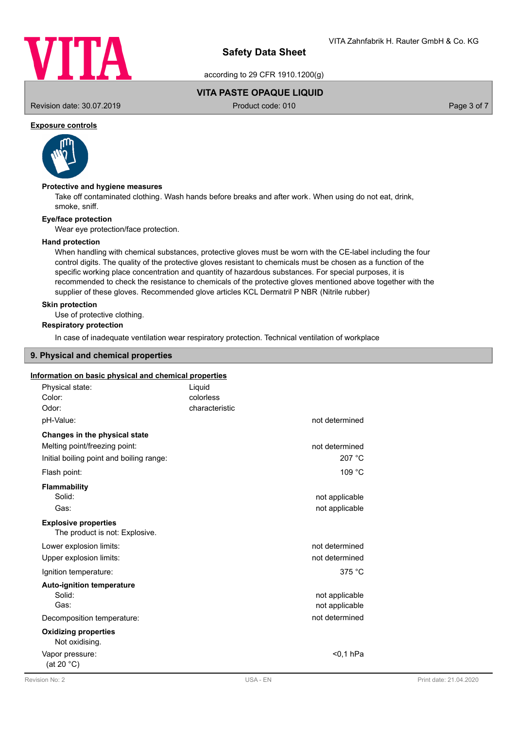**Exposure controls**

#### Protective and hygiene measures

Take off contaminated clothing. Wash hands before breaks and after work. When using do not eat, drink, smoke, sniff.

#### Eye/face protection

Wear eye protection/face protection.

#### Hand protection

When handling with chemical substances, protective gloves must be worn with the CE-label including the four control digits. The quality of the protective gloves resistant to chemicals must be chosen as a function of the specific working place concentration and quantity of hazardous substances. For special purposes, it is recommended to check the resistance to chemicals of the protective gloves mentioned above together with the supplier of these gloves. Recommended glove articles KCL Dermatril P NBR (Nitrile rubber)

#### Skin protection

Use of protective clothing.

#### Respiratory protection

In case of inadequate ventilation wear respiratory protection. Technical ventilation of workplace

## 9. Physical and chemical properties

**Information on basic physical and chemical properties**

| | | |
|---|---|---|
| Physical state: | Liquid | |
| Color: | colorless | |
| Odor: | characteristic | |
| pH-Value: | | not determined |
| **Changes in the physical state** | | |
| Melting point/freezing point: | | not determined |
| Initial boiling point and boiling range: | | 207 °C |
| Flash point: | | 109 °C |
| **Flammability** | | |
| Solid: | | not applicable |
| Gas: | | not applicable |
| **Explosive properties** | | |
| The product is not: Explosive. | | |
| Lower explosion limits: | | not determined |
| Upper explosion limits: | | not determined |
| Ignition temperature: | | 375 °C |
| **Auto-ignition temperature** | | |
| Solid: | | not applicable |
| Gas: | | not applicable |
| Decomposition temperature: | | not determined |
| **Oxidizing properties** | | |
| Not oxidising. | | |
| Vapor pressure: (at 20 °C) | | <0,1 hPa |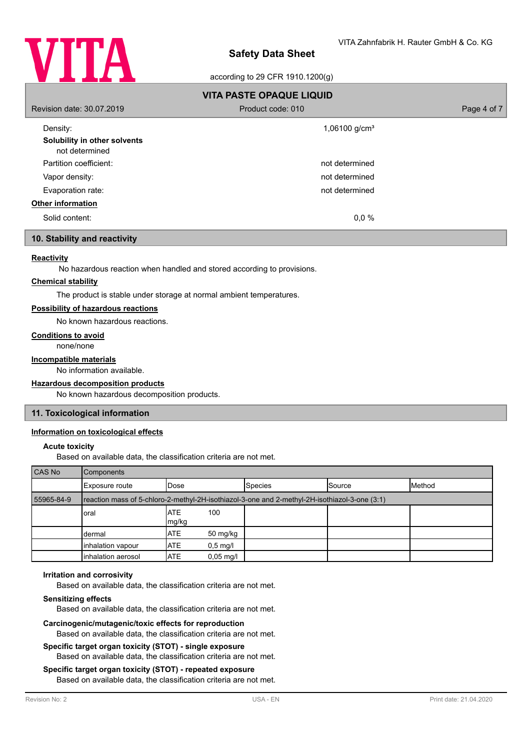Density: 1,06100 g/cm³

**Solubility in other solvents**

not determined

Partition coefficient: not determined

Vapor density: not determined

Evaporation rate: not determined

**Other information**

Solid content: 0,0 %

## 10. Stability and reactivity

**Reactivity**

No hazardous reaction when handled and stored according to provisions.

**Chemical stability**

The product is stable under storage at normal ambient temperatures.

**Possibility of hazardous reactions**

No known hazardous reactions.

**Conditions to avoid**

none/none

**Incompatible materials**

No information available.

**Hazardous decomposition products**

No known hazardous decomposition products.

## 11. Toxicological information

**Information on toxicological effects**

**Acute toxicity**

Based on available data, the classification criteria are not met.

| CAS No | Components | | | | |
|---|---|---|---|---|---|
| | Exposure route | Dose | Species | Source | Method |
| 55965-84-9 | reaction mass of 5-chloro-2-methyl-2H-isothiazol-3-one and 2-methyl-2H-isothiazol-3-one (3:1) | | | | |
| | oral | ATE 100 mg/kg | | | |
| | dermal | ATE 50 mg/kg | | | |
| | inhalation vapour | ATE 0,5 mg/l | | | |
| | inhalation aerosol | ATE 0,05 mg/l | | | |

**Irritation and corrosivity**

Based on available data, the classification criteria are not met.

**Sensitizing effects**

Based on available data, the classification criteria are not met.

**Carcinogenic/mutagenic/toxic effects for reproduction**

Based on available data, the classification criteria are not met.

**Specific target organ toxicity (STOT) - single exposure**

Based on available data, the classification criteria are not met.

**Specific target organ toxicity (STOT) - repeated exposure**

Based on available data, the classification criteria are not met.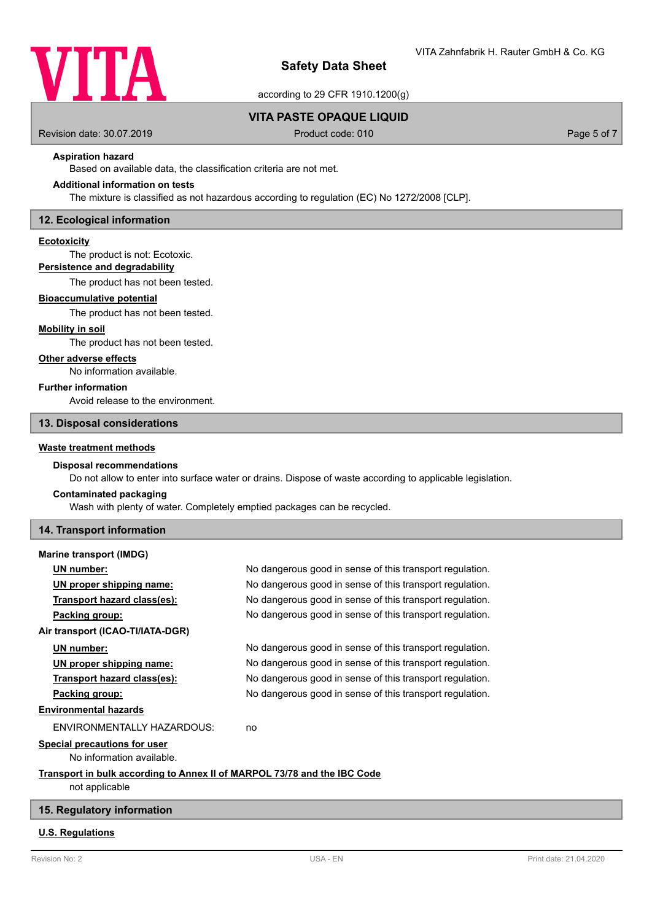### Aspiration hazard

Based on available data, the classification criteria are not met.

### Additional information on tests

The mixture is classified as not hazardous according to regulation (EC) No 1272/2008 [CLP].

## 12. Ecological information

**Ecotoxicity**

The product is not: Ecotoxic.

**Persistence and degradability**

The product has not been tested.

**Bioaccumulative potential**

The product has not been tested.

**Mobility in soil**

The product has not been tested.

**Other adverse effects**

No information available.

**Further information**

Avoid release to the environment.

## 13. Disposal considerations

**Waste treatment methods**

### Disposal recommendations

Do not allow to enter into surface water or drains. Dispose of waste according to applicable legislation.

### Contaminated packaging

Wash with plenty of water. Completely emptied packages can be recycled.

## 14. Transport information

**Marine transport (IMDG)**

| | |
|---|---|
| **UN number:** | No dangerous good in sense of this transport regulation. |
| **UN proper shipping name:** | No dangerous good in sense of this transport regulation. |
| **Transport hazard class(es):** | No dangerous good in sense of this transport regulation. |
| **Packing group:** | No dangerous good in sense of this transport regulation. |

**Air transport (ICAO-TI/IATA-DGR)**

| | |
|---|---|
| **UN number:** | No dangerous good in sense of this transport regulation. |
| **UN proper shipping name:** | No dangerous good in sense of this transport regulation. |
| **Transport hazard class(es):** | No dangerous good in sense of this transport regulation. |
| **Packing group:** | No dangerous good in sense of this transport regulation. |

**Environmental hazards**

ENVIRONMENTALLY HAZARDOUS: no

**Special precautions for user**

No information available.

**Transport in bulk according to Annex II of MARPOL 73/78 and the IBC Code**

not applicable

## 15. Regulatory information

**U.S. Regulations**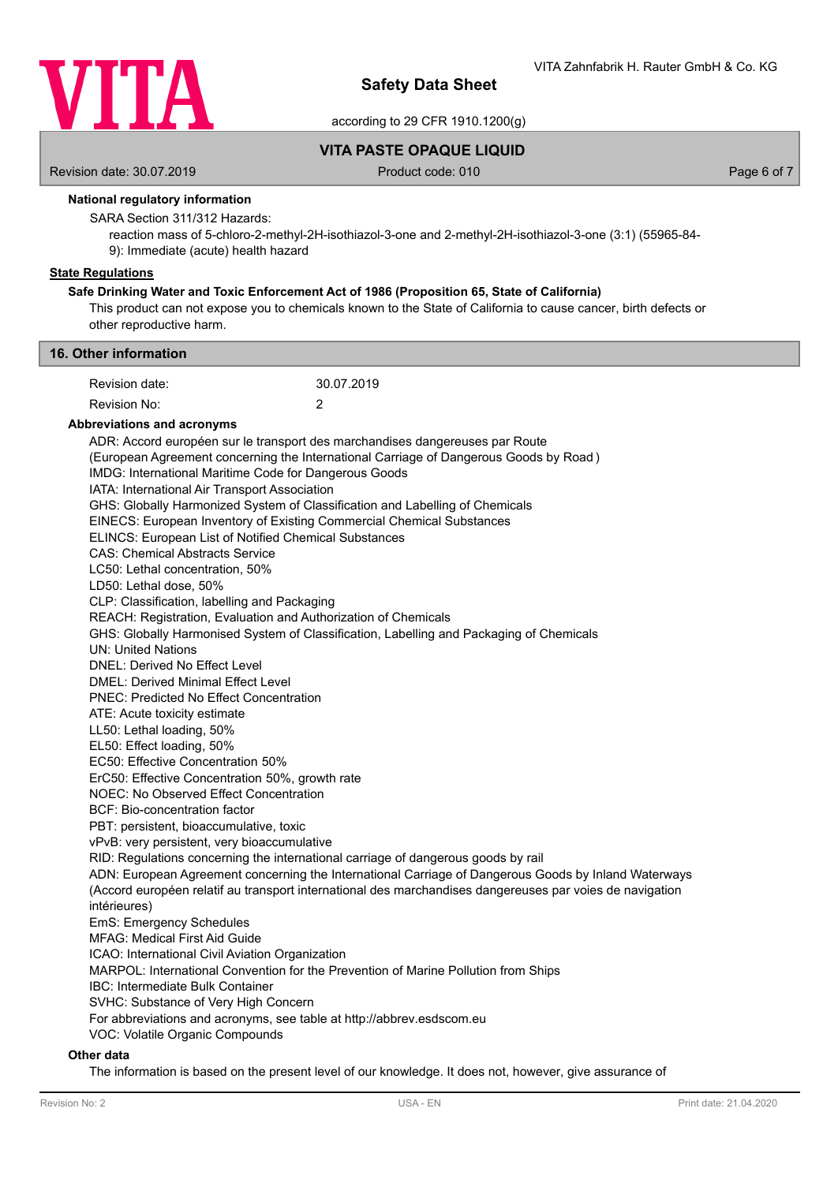### National regulatory information

SARA Section 311/312 Hazards:

reaction mass of 5-chloro-2-methyl-2H-isothiazol-3-one and 2-methyl-2H-isothiazol-3-one (3:1) (55965-84-9): Immediate (acute) health hazard

**State Regulations**

### Safe Drinking Water and Toxic Enforcement Act of 1986 (Proposition 65, State of California)

This product can not expose you to chemicals known to the State of California to cause cancer, birth defects or other reproductive harm.

## 16. Other information

| | |
|---|---|
| Revision date: | 30.07.2019 |
| Revision No: | 2 |

### Abbreviations and acronyms

ADR: Accord européen sur le transport des marchandises dangereuses par Route
(European Agreement concerning the International Carriage of Dangerous Goods by Road )
IMDG: International Maritime Code for Dangerous Goods
IATA: International Air Transport Association
GHS: Globally Harmonized System of Classification and Labelling of Chemicals
EINECS: European Inventory of Existing Commercial Chemical Substances
ELINCS: European List of Notified Chemical Substances
CAS: Chemical Abstracts Service
LC50: Lethal concentration, 50%
LD50: Lethal dose, 50%
CLP: Classification, labelling and Packaging
REACH: Registration, Evaluation and Authorization of Chemicals
GHS: Globally Harmonised System of Classification, Labelling and Packaging of Chemicals
UN: United Nations
DNEL: Derived No Effect Level
DMEL: Derived Minimal Effect Level
PNEC: Predicted No Effect Concentration
ATE: Acute toxicity estimate
LL50: Lethal loading, 50%
EL50: Effect loading, 50%
EC50: Effective Concentration 50%
ErC50: Effective Concentration 50%, growth rate
NOEC: No Observed Effect Concentration
BCF: Bio-concentration factor
PBT: persistent, bioaccumulative, toxic
vPvB: very persistent, very bioaccumulative
RID: Regulations concerning the international carriage of dangerous goods by rail
ADN: European Agreement concerning the International Carriage of Dangerous Goods by Inland Waterways
(Accord européen relatif au transport international des marchandises dangereuses par voies de navigation intérieures)
EmS: Emergency Schedules
MFAG: Medical First Aid Guide
ICAO: International Civil Aviation Organization
MARPOL: International Convention for the Prevention of Marine Pollution from Ships
IBC: Intermediate Bulk Container
SVHC: Substance of Very High Concern
For abbreviations and acronyms, see table at http://abbrev.esdscom.eu
VOC: Volatile Organic Compounds

### Other data

The information is based on the present level of our knowledge. It does not, however, give assurance of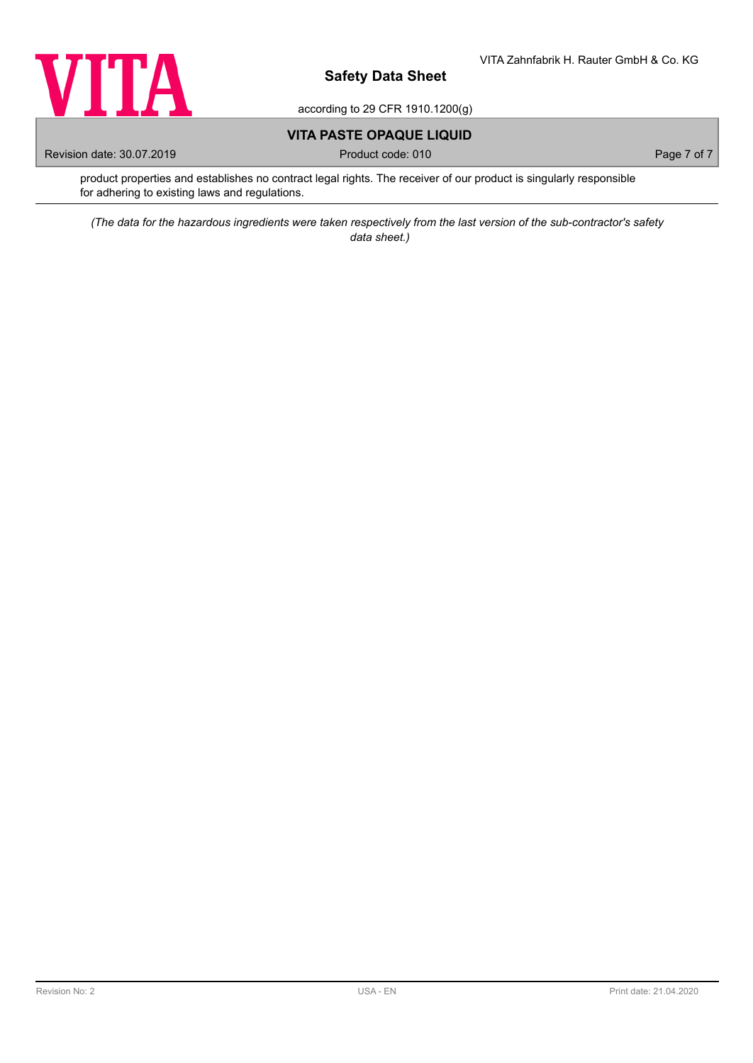product properties and establishes no contract legal rights. The receiver of our product is singularly responsible for adhering to existing laws and regulations.

*(The data for the hazardous ingredients were taken respectively from the last version of the sub-contractor's safety data sheet.)*